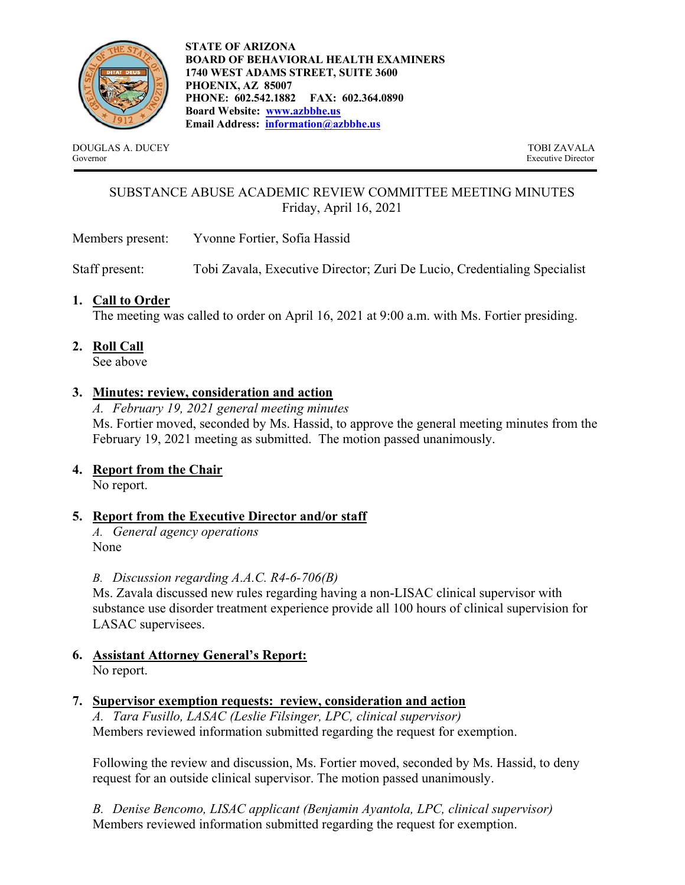**STATE OF ARIZONA**
**BOARD OF BEHAVIORAL HEALTH EXAMINERS**
**1740 WEST ADAMS STREET, SUITE 3600**
**PHOENIX, AZ 85007**
**PHONE: 602.542.1882 FAX: 602.364.0890**
**Board Website: www.azbbhe.us**
**Email Address: information@azbbhe.us**

DOUGLAS A. DUCEY
Governor

TOBI ZAVALA
Executive Director

---

SUBSTANCE ABUSE ACADEMIC REVIEW COMMITTEE MEETING MINUTES
Friday, April 16, 2021

Members present: Yvonne Fortier, Sofia Hassid

Staff present: Tobi Zavala, Executive Director; Zuri De Lucio, Credentialing Specialist

1. **Call to Order**
   The meeting was called to order on April 16, 2021 at 9:00 a.m. with Ms. Fortier presiding.

2. **Roll Call**
   See above

3. **Minutes: review, consideration and action**
   *A. February 19, 2021 general meeting minutes*
   Ms. Fortier moved, seconded by Ms. Hassid, to approve the general meeting minutes from the February 19, 2021 meeting as submitted. The motion passed unanimously.

4. **Report from the Chair**
   No report.

5. **Report from the Executive Director and/or staff**
   *A. General agency operations*
   None

   *B. Discussion regarding A.A.C. R4-6-706(B)*
   Ms. Zavala discussed new rules regarding having a non-LISAC clinical supervisor with substance use disorder treatment experience provide all 100 hours of clinical supervision for LASAC supervisees.

6. **Assistant Attorney General's Report:**
   No report.

7. **Supervisor exemption requests: review, consideration and action**
   *A. Tara Fusillo, LASAC (Leslie Filsinger, LPC, clinical supervisor)*
   Members reviewed information submitted regarding the request for exemption.

   Following the review and discussion, Ms. Fortier moved, seconded by Ms. Hassid, to deny request for an outside clinical supervisor. The motion passed unanimously.

   *B. Denise Bencomo, LISAC applicant (Benjamin Ayantola, LPC, clinical supervisor)*
   Members reviewed information submitted regarding the request for exemption.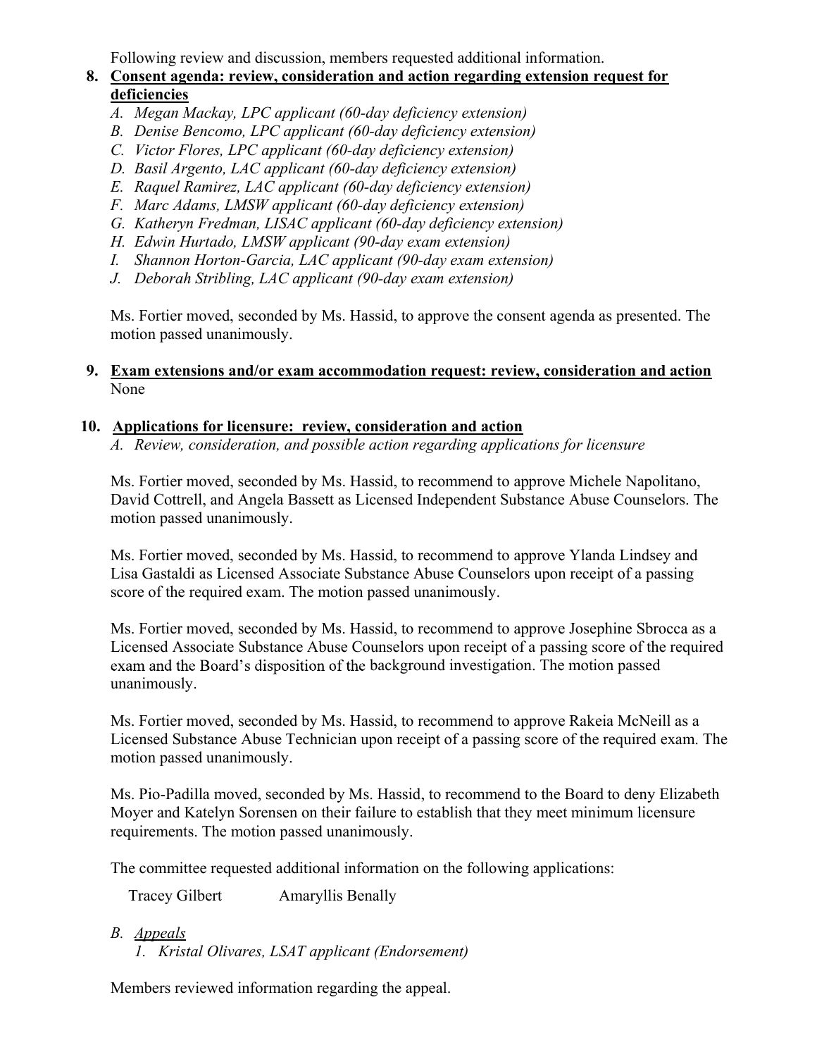Following review and discussion, members requested additional information.

8. **Consent agenda: review, consideration and action regarding extension request for deficiencies**
   - *A. Megan Mackay, LPC applicant (60-day deficiency extension)*
   - *B. Denise Bencomo, LPC applicant (60-day deficiency extension)*
   - *C. Victor Flores, LPC applicant (60-day deficiency extension)*
   - *D. Basil Argento, LAC applicant (60-day deficiency extension)*
   - *E. Raquel Ramirez, LAC applicant (60-day deficiency extension)*
   - *F. Marc Adams, LMSW applicant (60-day deficiency extension)*
   - *G. Katheryn Fredman, LISAC applicant (60-day deficiency extension)*
   - *H. Edwin Hurtado, LMSW applicant (90-day exam extension)*
   - *I. Shannon Horton-Garcia, LAC applicant (90-day exam extension)*
   - *J. Deborah Stribling, LAC applicant (90-day exam extension)*

   Ms. Fortier moved, seconded by Ms. Hassid, to approve the consent agenda as presented. The motion passed unanimously.

9. **Exam extensions and/or exam accommodation request: review, consideration and action**
   None

10. **Applications for licensure: review, consideration and action**
    *A. Review, consideration, and possible action regarding applications for licensure*

    Ms. Fortier moved, seconded by Ms. Hassid, to recommend to approve Michele Napolitano, David Cottrell, and Angela Bassett as Licensed Independent Substance Abuse Counselors. The motion passed unanimously.

    Ms. Fortier moved, seconded by Ms. Hassid, to recommend to approve Ylanda Lindsey and Lisa Gastaldi as Licensed Associate Substance Abuse Counselors upon receipt of a passing score of the required exam. The motion passed unanimously.

    Ms. Fortier moved, seconded by Ms. Hassid, to recommend to approve Josephine Sbrocca as a Licensed Associate Substance Abuse Counselors upon receipt of a passing score of the required exam and the Board's disposition of the background investigation. The motion passed unanimously.

    Ms. Fortier moved, seconded by Ms. Hassid, to recommend to approve Rakeia McNeill as a Licensed Substance Abuse Technician upon receipt of a passing score of the required exam. The motion passed unanimously.

    Ms. Pio-Padilla moved, seconded by Ms. Hassid, to recommend to the Board to deny Elizabeth Moyer and Katelyn Sorensen on their failure to establish that they meet minimum licensure requirements. The motion passed unanimously.

    The committee requested additional information on the following applications:

    Tracey Gilbert    Amaryllis Benally

    *B. <u>Appeals</u>*
    1. *Kristal Olivares, LSAT applicant (Endorsement)*

    Members reviewed information regarding the appeal.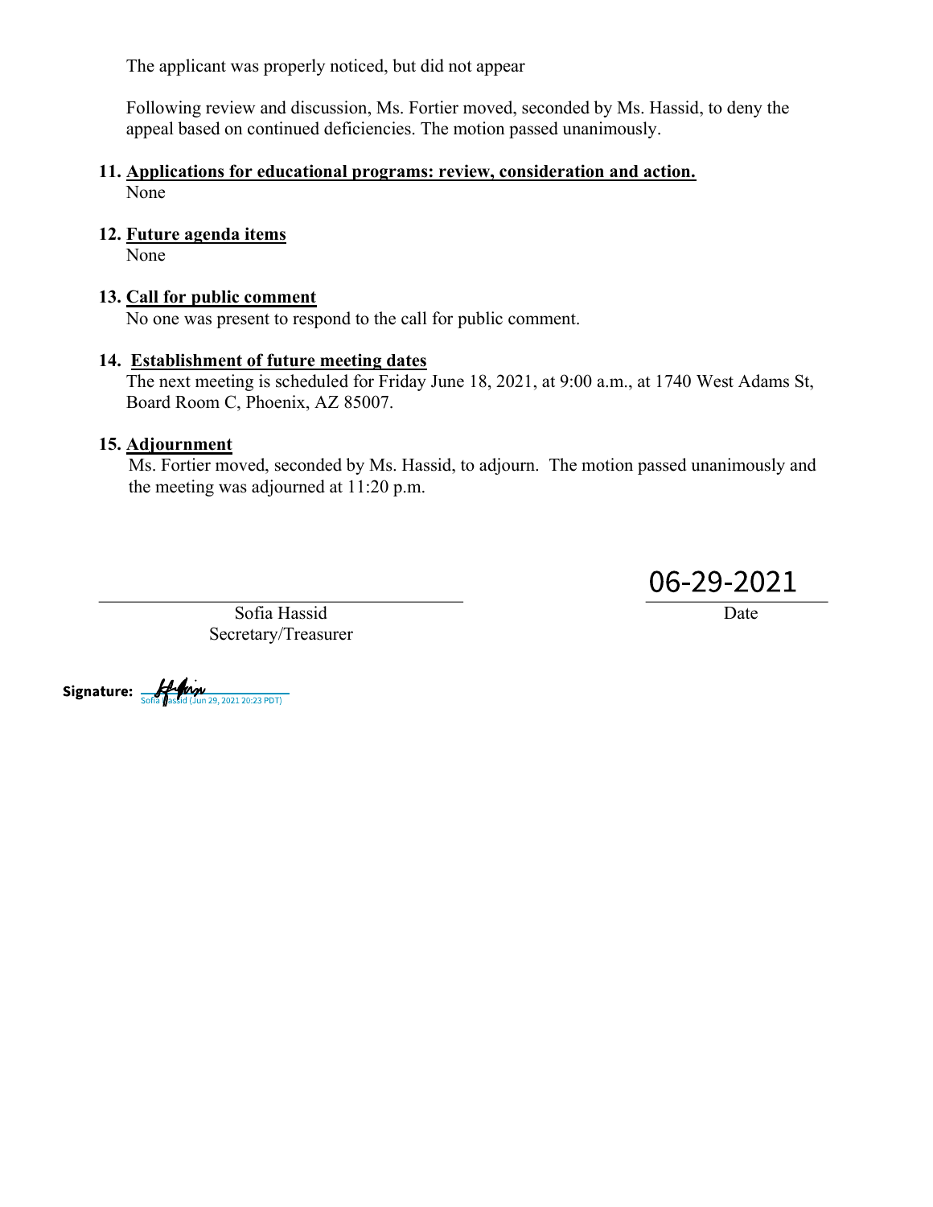The applicant was properly noticed, but did not appear

Following review and discussion, Ms. Fortier moved, seconded by Ms. Hassid, to deny the appeal based on continued deficiencies. The motion passed unanimously.

**11. Applications for educational programs: review, consideration and action.**

None

**12. Future agenda items**

None

**13. Call for public comment**

No one was present to respond to the call for public comment.

**14. Establishment of future meeting dates**

The next meeting is scheduled for Friday June 18, 2021, at 9:00 a.m., at 1740 West Adams St, Board Room C, Phoenix, AZ 85007.

**15. Adjournment**

Ms. Fortier moved, seconded by Ms. Hassid, to adjourn. The motion passed unanimously and the meeting was adjourned at 11:20 p.m.

06-29-2021

Sofia Hassid
Secretary/Treasurer

Date

**Signature:** Sofia Hassid (Jun 29, 2021 20:23 PDT)